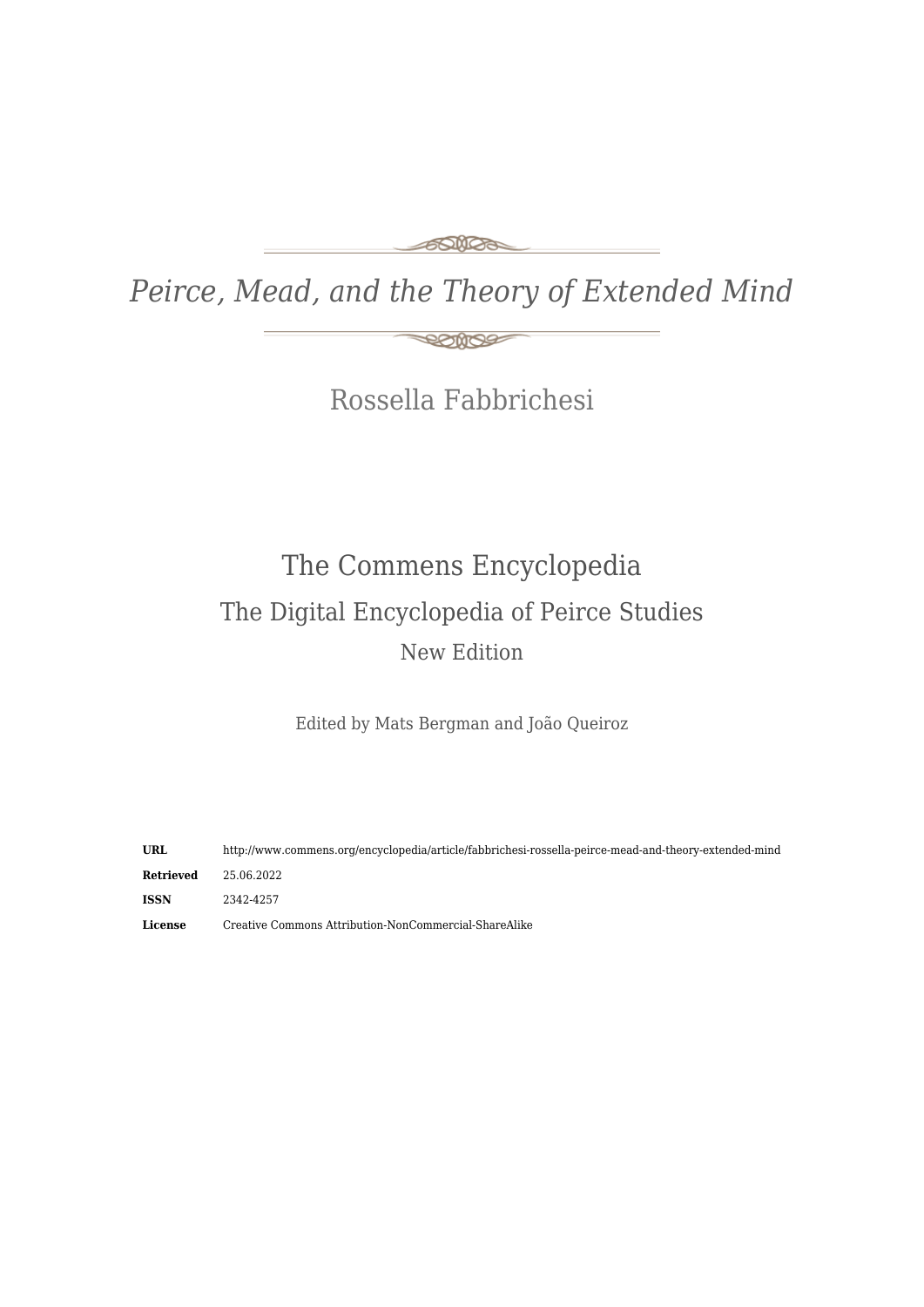# *Peirce, Mead, and the Theory of Extended Mind*

## Rossella Fabbrichesi

## The Commens Encyclopedia

### The Digital Encyclopedia of Peirce Studies

### New Edition

Edited by Mats Bergman and João Queiroz

| | |
|---|---|
| **URL** | http://www.commens.org/encyclopedia/article/fabbrichesi-rossella-peirce-mead-and-theory-extended-mind |
| **Retrieved** | 25.06.2022 |
| **ISSN** | 2342-4257 |
| **License** | Creative Commons Attribution-NonCommercial-ShareAlike |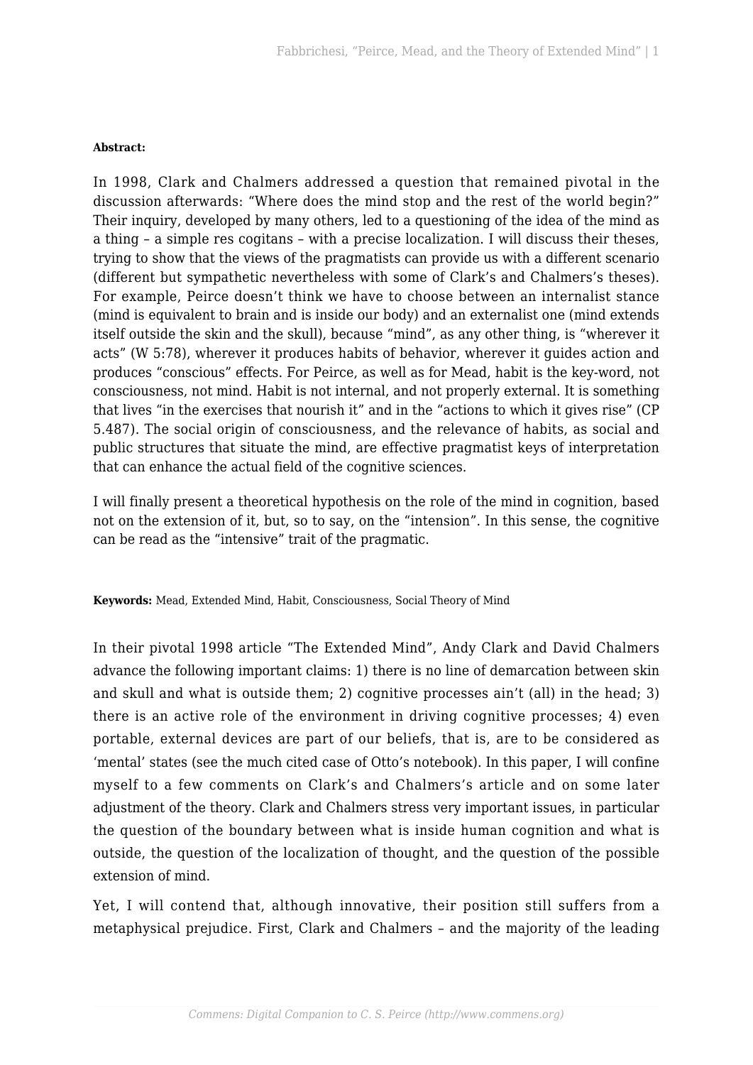**Abstract:**

In 1998, Clark and Chalmers addressed a question that remained pivotal in the discussion afterwards: "Where does the mind stop and the rest of the world begin?" Their inquiry, developed by many others, led to a questioning of the idea of the mind as a thing – a simple res cogitans – with a precise localization. I will discuss their theses, trying to show that the views of the pragmatists can provide us with a different scenario (different but sympathetic nevertheless with some of Clark's and Chalmers's theses). For example, Peirce doesn't think we have to choose between an internalist stance (mind is equivalent to brain and is inside our body) and an externalist one (mind extends itself outside the skin and the skull), because "mind", as any other thing, is "wherever it acts" (W 5:78), wherever it produces habits of behavior, wherever it guides action and produces "conscious" effects. For Peirce, as well as for Mead, habit is the key-word, not consciousness, not mind. Habit is not internal, and not properly external. It is something that lives "in the exercises that nourish it" and in the "actions to which it gives rise" (CP 5.487). The social origin of consciousness, and the relevance of habits, as social and public structures that situate the mind, are effective pragmatist keys of interpretation that can enhance the actual field of the cognitive sciences.

I will finally present a theoretical hypothesis on the role of the mind in cognition, based not on the extension of it, but, so to say, on the "intension". In this sense, the cognitive can be read as the "intensive" trait of the pragmatic.

**Keywords:** Mead, Extended Mind, Habit, Consciousness, Social Theory of Mind

In their pivotal 1998 article "The Extended Mind", Andy Clark and David Chalmers advance the following important claims: 1) there is no line of demarcation between skin and skull and what is outside them; 2) cognitive processes ain't (all) in the head; 3) there is an active role of the environment in driving cognitive processes; 4) even portable, external devices are part of our beliefs, that is, are to be considered as 'mental' states (see the much cited case of Otto's notebook). In this paper, I will confine myself to a few comments on Clark's and Chalmers's article and on some later adjustment of the theory. Clark and Chalmers stress very important issues, in particular the question of the boundary between what is inside human cognition and what is outside, the question of the localization of thought, and the question of the possible extension of mind.

Yet, I will contend that, although innovative, their position still suffers from a metaphysical prejudice. First, Clark and Chalmers – and the majority of the leading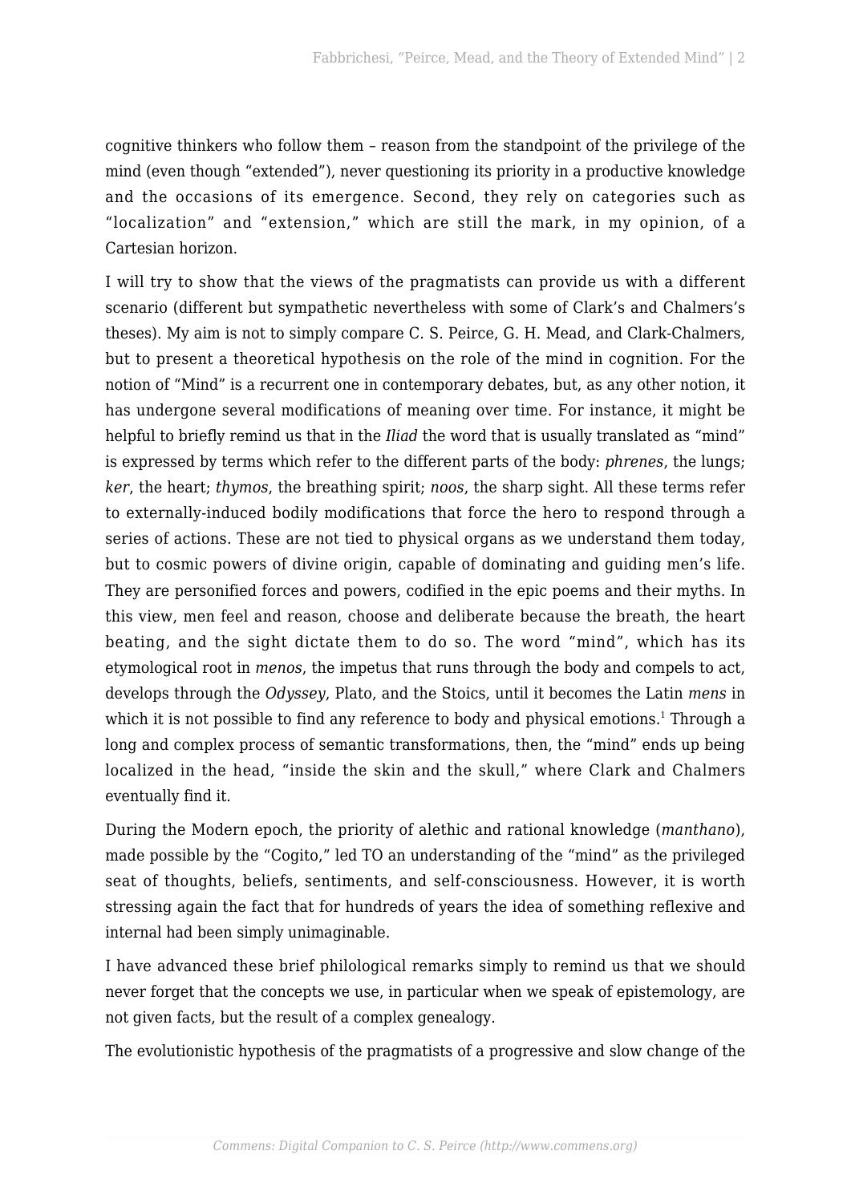cognitive thinkers who follow them – reason from the standpoint of the privilege of the mind (even though "extended"), never questioning its priority in a productive knowledge and the occasions of its emergence. Second, they rely on categories such as "localization" and "extension," which are still the mark, in my opinion, of a Cartesian horizon.

I will try to show that the views of the pragmatists can provide us with a different scenario (different but sympathetic nevertheless with some of Clark's and Chalmers's theses). My aim is not to simply compare C. S. Peirce, G. H. Mead, and Clark-Chalmers, but to present a theoretical hypothesis on the role of the mind in cognition. For the notion of "Mind" is a recurrent one in contemporary debates, but, as any other notion, it has undergone several modifications of meaning over time. For instance, it might be helpful to briefly remind us that in the *Iliad* the word that is usually translated as "mind" is expressed by terms which refer to the different parts of the body: *phrenes*, the lungs; *ker*, the heart; *thymos*, the breathing spirit; *noos*, the sharp sight. All these terms refer to externally-induced bodily modifications that force the hero to respond through a series of actions. These are not tied to physical organs as we understand them today, but to cosmic powers of divine origin, capable of dominating and guiding men's life. They are personified forces and powers, codified in the epic poems and their myths. In this view, men feel and reason, choose and deliberate because the breath, the heart beating, and the sight dictate them to do so. The word "mind", which has its etymological root in *menos*, the impetus that runs through the body and compels to act, develops through the *Odyssey*, Plato, and the Stoics, until it becomes the Latin *mens* in which it is not possible to find any reference to body and physical emotions.[1] Through a long and complex process of semantic transformations, then, the "mind" ends up being localized in the head, "inside the skin and the skull," where Clark and Chalmers eventually find it.

During the Modern epoch, the priority of alethic and rational knowledge (*manthano*), made possible by the "Cogito," led TO an understanding of the "mind" as the privileged seat of thoughts, beliefs, sentiments, and self-consciousness. However, it is worth stressing again the fact that for hundreds of years the idea of something reflexive and internal had been simply unimaginable.

I have advanced these brief philological remarks simply to remind us that we should never forget that the concepts we use, in particular when we speak of epistemology, are not given facts, but the result of a complex genealogy.

The evolutionistic hypothesis of the pragmatists of a progressive and slow change of the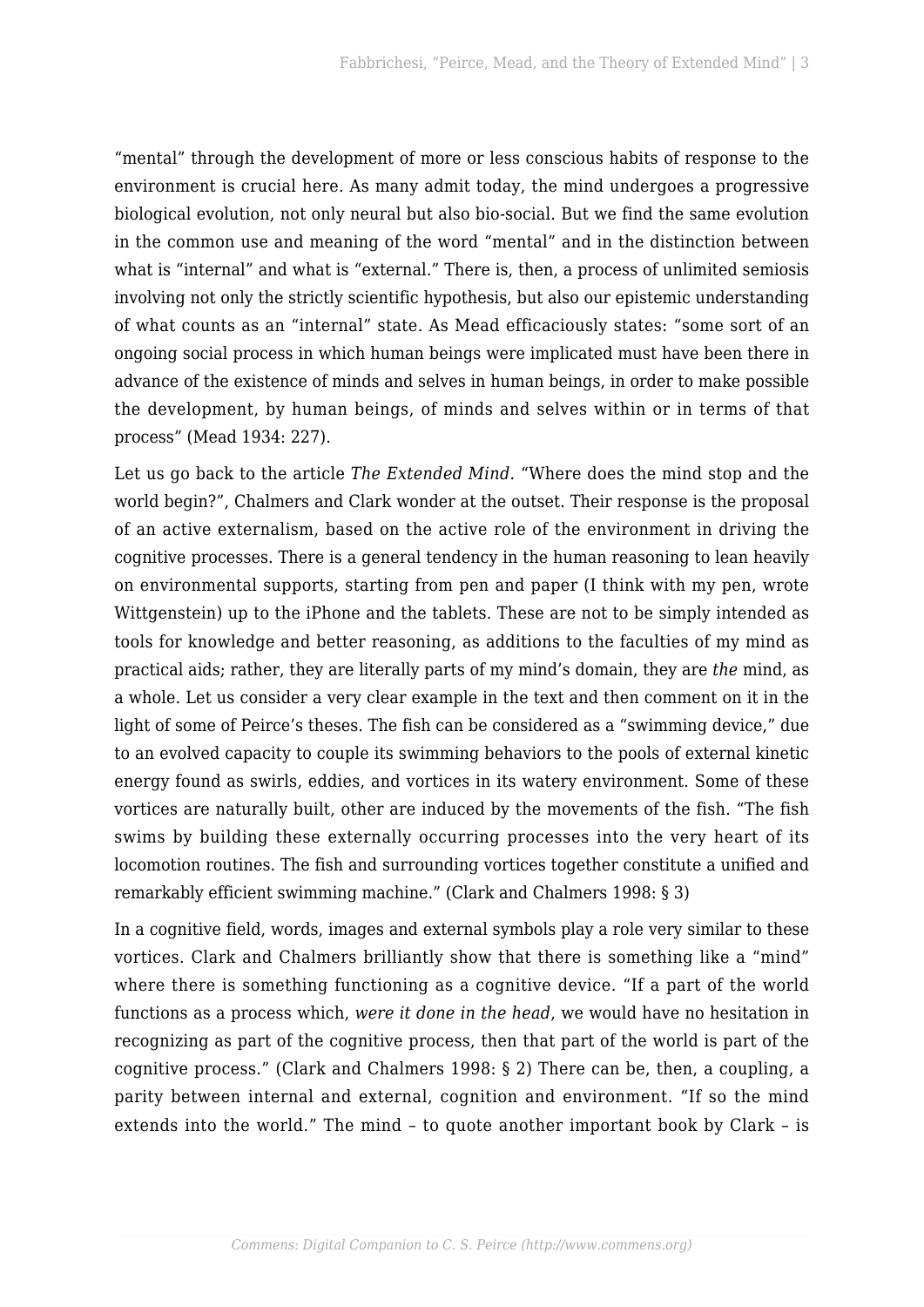"mental" through the development of more or less conscious habits of response to the environment is crucial here. As many admit today, the mind undergoes a progressive biological evolution, not only neural but also bio-social. But we find the same evolution in the common use and meaning of the word "mental" and in the distinction between what is "internal" and what is "external." There is, then, a process of unlimited semiosis involving not only the strictly scientific hypothesis, but also our epistemic understanding of what counts as an "internal" state. As Mead efficaciously states: "some sort of an ongoing social process in which human beings were implicated must have been there in advance of the existence of minds and selves in human beings, in order to make possible the development, by human beings, of minds and selves within or in terms of that process" (Mead 1934: 227).

Let us go back to the article *The Extended Mind*. "Where does the mind stop and the world begin?", Chalmers and Clark wonder at the outset. Their response is the proposal of an active externalism, based on the active role of the environment in driving the cognitive processes. There is a general tendency in the human reasoning to lean heavily on environmental supports, starting from pen and paper (I think with my pen, wrote Wittgenstein) up to the iPhone and the tablets. These are not to be simply intended as tools for knowledge and better reasoning, as additions to the faculties of my mind as practical aids; rather, they are literally parts of my mind's domain, they are *the* mind, as a whole. Let us consider a very clear example in the text and then comment on it in the light of some of Peirce's theses. The fish can be considered as a "swimming device," due to an evolved capacity to couple its swimming behaviors to the pools of external kinetic energy found as swirls, eddies, and vortices in its watery environment. Some of these vortices are naturally built, other are induced by the movements of the fish. "The fish swims by building these externally occurring processes into the very heart of its locomotion routines. The fish and surrounding vortices together constitute a unified and remarkably efficient swimming machine." (Clark and Chalmers 1998: § 3)

In a cognitive field, words, images and external symbols play a role very similar to these vortices. Clark and Chalmers brilliantly show that there is something like a "mind" where there is something functioning as a cognitive device. "If a part of the world functions as a process which, *were it done in the head*, we would have no hesitation in recognizing as part of the cognitive process, then that part of the world is part of the cognitive process." (Clark and Chalmers 1998: § 2) There can be, then, a coupling, a parity between internal and external, cognition and environment. "If so the mind extends into the world." The mind – to quote another important book by Clark – is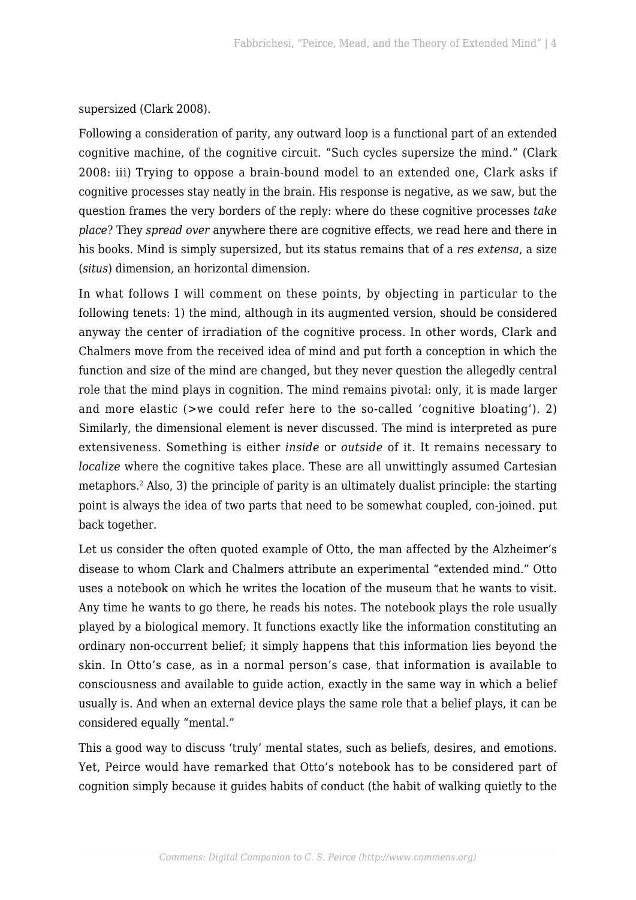supersized (Clark 2008).

Following a consideration of parity, any outward loop is a functional part of an extended cognitive machine, of the cognitive circuit. “Such cycles supersize the mind.” (Clark 2008: iii) Trying to oppose a brain-bound model to an extended one, Clark asks if cognitive processes stay neatly in the brain. His response is negative, as we saw, but the question frames the very borders of the reply: where do these cognitive processes *take place*? They *spread over* anywhere there are cognitive effects, we read here and there in his books. Mind is simply supersized, but its status remains that of a *res extensa*, a size (*situs*) dimension, an horizontal dimension.

In what follows I will comment on these points, by objecting in particular to the following tenets: 1) the mind, although in its augmented version, should be considered anyway the center of irradiation of the cognitive process. In other words, Clark and Chalmers move from the received idea of mind and put forth a conception in which the function and size of the mind are changed, but they never question the allegedly central role that the mind plays in cognition. The mind remains pivotal: only, it is made larger and more elastic (>we could refer here to the so-called ‘cognitive bloating’). 2) Similarly, the dimensional element is never discussed. The mind is interpreted as pure extensiveness. Something is either *inside* or *outside* of it. It remains necessary to *localize* where the cognitive takes place. These are all unwittingly assumed Cartesian metaphors.[2] Also, 3) the principle of parity is an ultimately dualist principle: the starting point is always the idea of two parts that need to be somewhat coupled, con-joined. put back together.

Let us consider the often quoted example of Otto, the man affected by the Alzheimer’s disease to whom Clark and Chalmers attribute an experimental “extended mind.” Otto uses a notebook on which he writes the location of the museum that he wants to visit. Any time he wants to go there, he reads his notes. The notebook plays the role usually played by a biological memory. It functions exactly like the information constituting an ordinary non-occurrent belief; it simply happens that this information lies beyond the skin. In Otto’s case, as in a normal person’s case, that information is available to consciousness and available to guide action, exactly in the same way in which a belief usually is. And when an external device plays the same role that a belief plays, it can be considered equally “mental.”

This a good way to discuss ‘truly’ mental states, such as beliefs, desires, and emotions. Yet, Peirce would have remarked that Otto’s notebook has to be considered part of cognition simply because it guides habits of conduct (the habit of walking quietly to the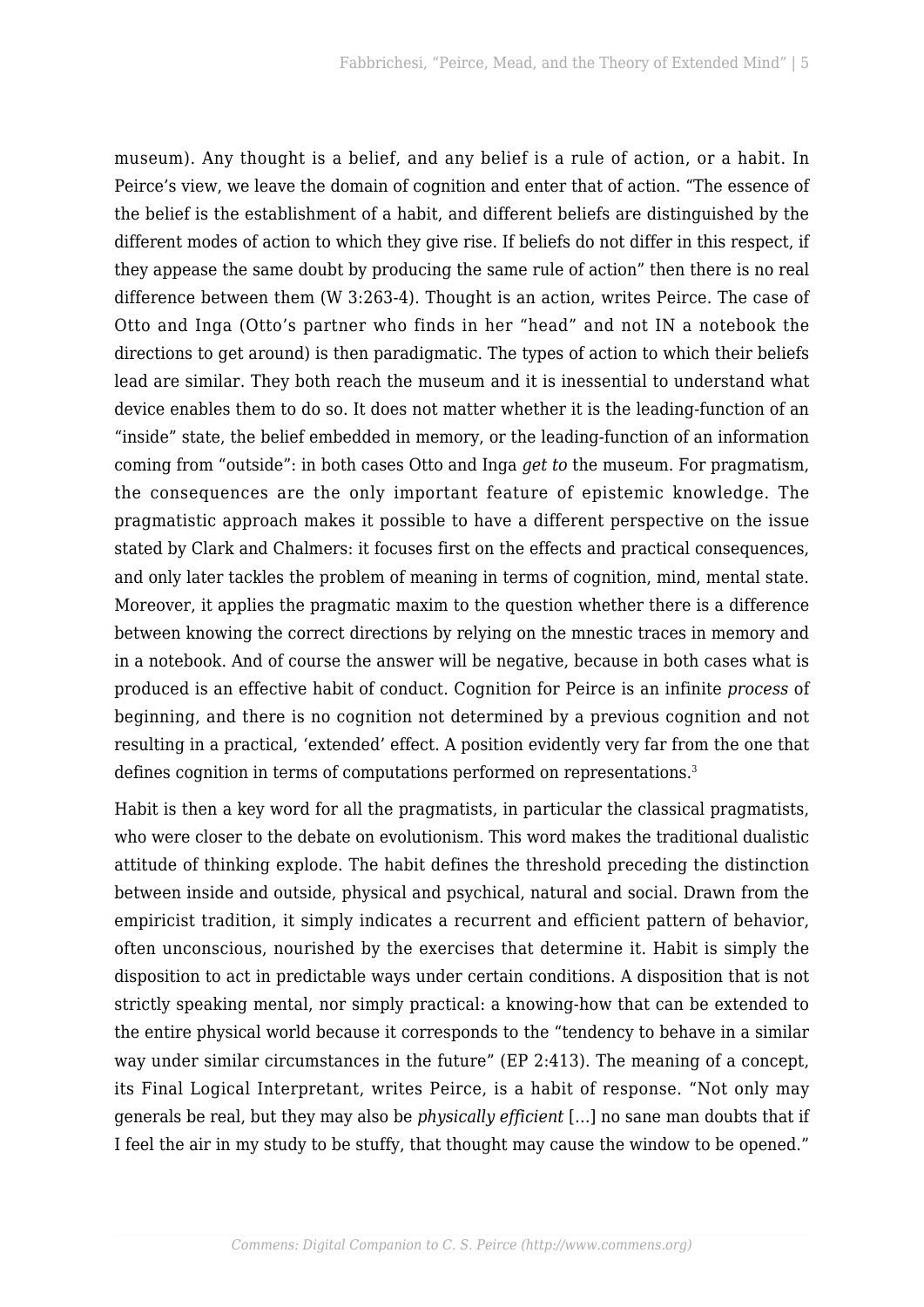museum). Any thought is a belief, and any belief is a rule of action, or a habit. In Peirce's view, we leave the domain of cognition and enter that of action. "The essence of the belief is the establishment of a habit, and different beliefs are distinguished by the different modes of action to which they give rise. If beliefs do not differ in this respect, if they appease the same doubt by producing the same rule of action" then there is no real difference between them (W 3:263-4). Thought is an action, writes Peirce. The case of Otto and Inga (Otto's partner who finds in her "head" and not IN a notebook the directions to get around) is then paradigmatic. The types of action to which their beliefs lead are similar. They both reach the museum and it is inessential to understand what device enables them to do so. It does not matter whether it is the leading-function of an "inside" state, the belief embedded in memory, or the leading-function of an information coming from "outside": in both cases Otto and Inga *get to* the museum. For pragmatism, the consequences are the only important feature of epistemic knowledge. The pragmatistic approach makes it possible to have a different perspective on the issue stated by Clark and Chalmers: it focuses first on the effects and practical consequences, and only later tackles the problem of meaning in terms of cognition, mind, mental state. Moreover, it applies the pragmatic maxim to the question whether there is a difference between knowing the correct directions by relying on the mnestic traces in memory and in a notebook. And of course the answer will be negative, because in both cases what is produced is an effective habit of conduct. Cognition for Peirce is an infinite *process* of beginning, and there is no cognition not determined by a previous cognition and not resulting in a practical, 'extended' effect. A position evidently very far from the one that defines cognition in terms of computations performed on representations.[3]

Habit is then a key word for all the pragmatists, in particular the classical pragmatists, who were closer to the debate on evolutionism. This word makes the traditional dualistic attitude of thinking explode. The habit defines the threshold preceding the distinction between inside and outside, physical and psychical, natural and social. Drawn from the empiricist tradition, it simply indicates a recurrent and efficient pattern of behavior, often unconscious, nourished by the exercises that determine it. Habit is simply the disposition to act in predictable ways under certain conditions. A disposition that is not strictly speaking mental, nor simply practical: a knowing-how that can be extended to the entire physical world because it corresponds to the "tendency to behave in a similar way under similar circumstances in the future" (EP 2:413). The meaning of a concept, its Final Logical Interpretant, writes Peirce, is a habit of response. "Not only may generals be real, but they may also be *physically efficient* [...] no sane man doubts that if I feel the air in my study to be stuffy, that thought may cause the window to be opened."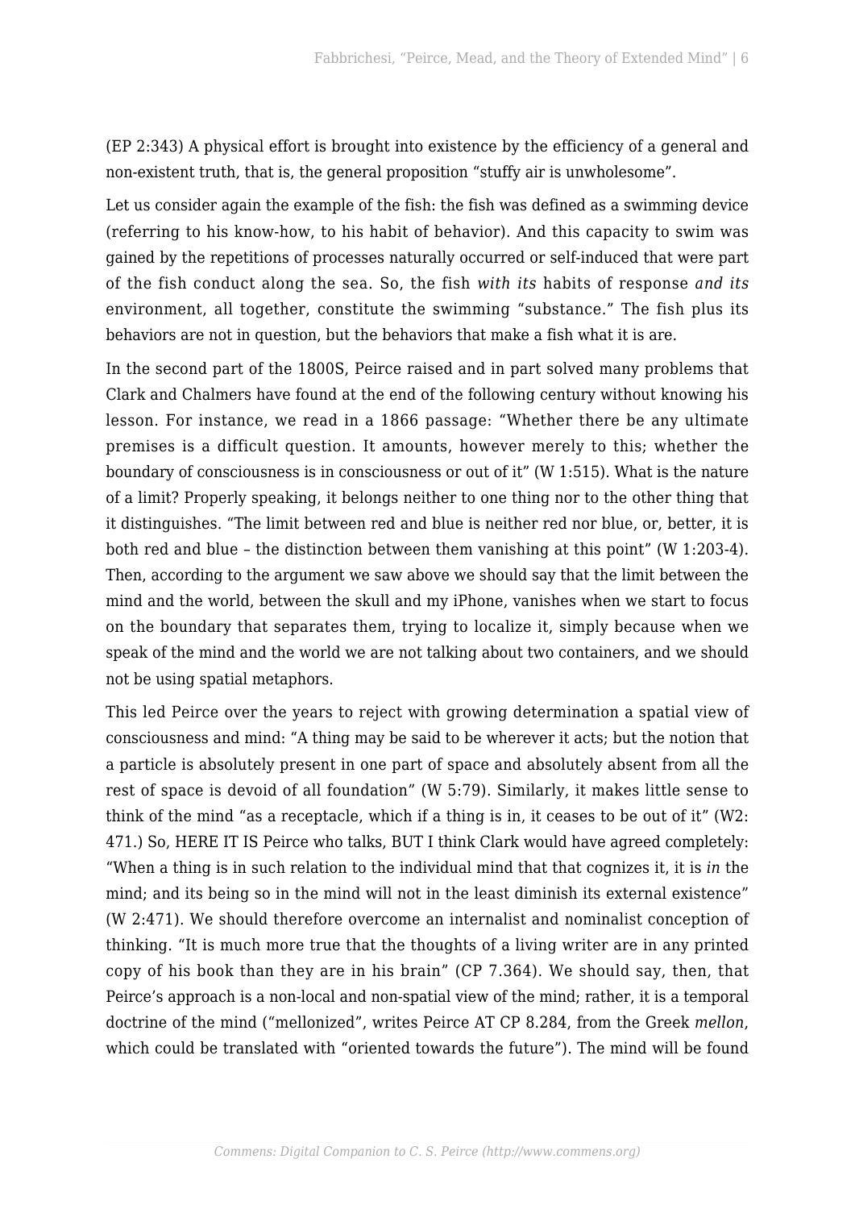(EP 2:343) A physical effort is brought into existence by the efficiency of a general and non-existent truth, that is, the general proposition "stuffy air is unwholesome".

Let us consider again the example of the fish: the fish was defined as a swimming device (referring to his know-how, to his habit of behavior). And this capacity to swim was gained by the repetitions of processes naturally occurred or self-induced that were part of the fish conduct along the sea. So, the fish *with its* habits of response *and its* environment, all together, constitute the swimming "substance." The fish plus its behaviors are not in question, but the behaviors that make a fish what it is are.

In the second part of the 1800S, Peirce raised and in part solved many problems that Clark and Chalmers have found at the end of the following century without knowing his lesson. For instance, we read in a 1866 passage: "Whether there be any ultimate premises is a difficult question. It amounts, however merely to this; whether the boundary of consciousness is in consciousness or out of it" (W 1:515). What is the nature of a limit? Properly speaking, it belongs neither to one thing nor to the other thing that it distinguishes. "The limit between red and blue is neither red nor blue, or, better, it is both red and blue – the distinction between them vanishing at this point" (W 1:203-4). Then, according to the argument we saw above we should say that the limit between the mind and the world, between the skull and my iPhone, vanishes when we start to focus on the boundary that separates them, trying to localize it, simply because when we speak of the mind and the world we are not talking about two containers, and we should not be using spatial metaphors.

This led Peirce over the years to reject with growing determination a spatial view of consciousness and mind: "A thing may be said to be wherever it acts; but the notion that a particle is absolutely present in one part of space and absolutely absent from all the rest of space is devoid of all foundation" (W 5:79). Similarly, it makes little sense to think of the mind "as a receptacle, which if a thing is in, it ceases to be out of it" (W2: 471.) So, HERE IT IS Peirce who talks, BUT I think Clark would have agreed completely: "When a thing is in such relation to the individual mind that that cognizes it, it is *in* the mind; and its being so in the mind will not in the least diminish its external existence" (W 2:471). We should therefore overcome an internalist and nominalist conception of thinking. "It is much more true that the thoughts of a living writer are in any printed copy of his book than they are in his brain" (CP 7.364). We should say, then, that Peirce's approach is a non-local and non-spatial view of the mind; rather, it is a temporal doctrine of the mind ("mellonized", writes Peirce AT CP 8.284, from the Greek *mellon*, which could be translated with "oriented towards the future"). The mind will be found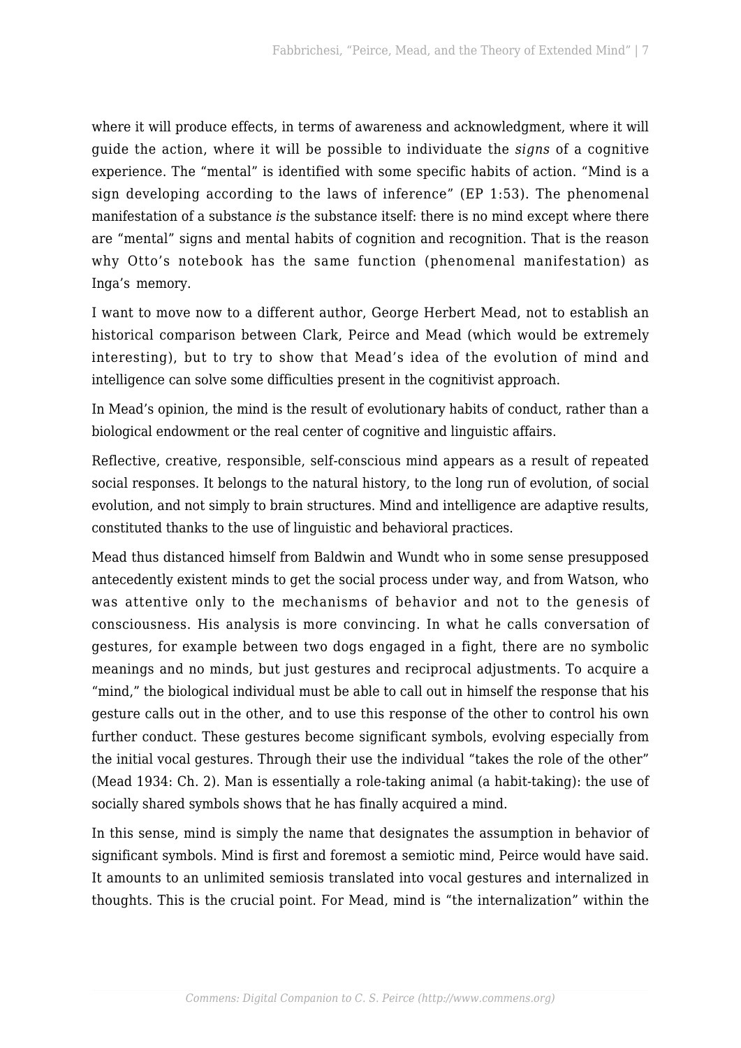where it will produce effects, in terms of awareness and acknowledgment, where it will guide the action, where it will be possible to individuate the *signs* of a cognitive experience. The "mental" is identified with some specific habits of action. "Mind is a sign developing according to the laws of inference" (EP 1:53). The phenomenal manifestation of a substance *is* the substance itself: there is no mind except where there are "mental" signs and mental habits of cognition and recognition. That is the reason why Otto's notebook has the same function (phenomenal manifestation) as Inga's memory.

I want to move now to a different author, George Herbert Mead, not to establish an historical comparison between Clark, Peirce and Mead (which would be extremely interesting), but to try to show that Mead's idea of the evolution of mind and intelligence can solve some difficulties present in the cognitivist approach.

In Mead's opinion, the mind is the result of evolutionary habits of conduct, rather than a biological endowment or the real center of cognitive and linguistic affairs.

Reflective, creative, responsible, self-conscious mind appears as a result of repeated social responses. It belongs to the natural history, to the long run of evolution, of social evolution, and not simply to brain structures. Mind and intelligence are adaptive results, constituted thanks to the use of linguistic and behavioral practices.

Mead thus distanced himself from Baldwin and Wundt who in some sense presupposed antecedently existent minds to get the social process under way, and from Watson, who was attentive only to the mechanisms of behavior and not to the genesis of consciousness. His analysis is more convincing. In what he calls conversation of gestures, for example between two dogs engaged in a fight, there are no symbolic meanings and no minds, but just gestures and reciprocal adjustments. To acquire a "mind," the biological individual must be able to call out in himself the response that his gesture calls out in the other, and to use this response of the other to control his own further conduct. These gestures become significant symbols, evolving especially from the initial vocal gestures. Through their use the individual "takes the role of the other" (Mead 1934: Ch. 2). Man is essentially a role-taking animal (a habit-taking): the use of socially shared symbols shows that he has finally acquired a mind.

In this sense, mind is simply the name that designates the assumption in behavior of significant symbols. Mind is first and foremost a semiotic mind, Peirce would have said. It amounts to an unlimited semiosis translated into vocal gestures and internalized in thoughts. This is the crucial point. For Mead, mind is "the internalization" within the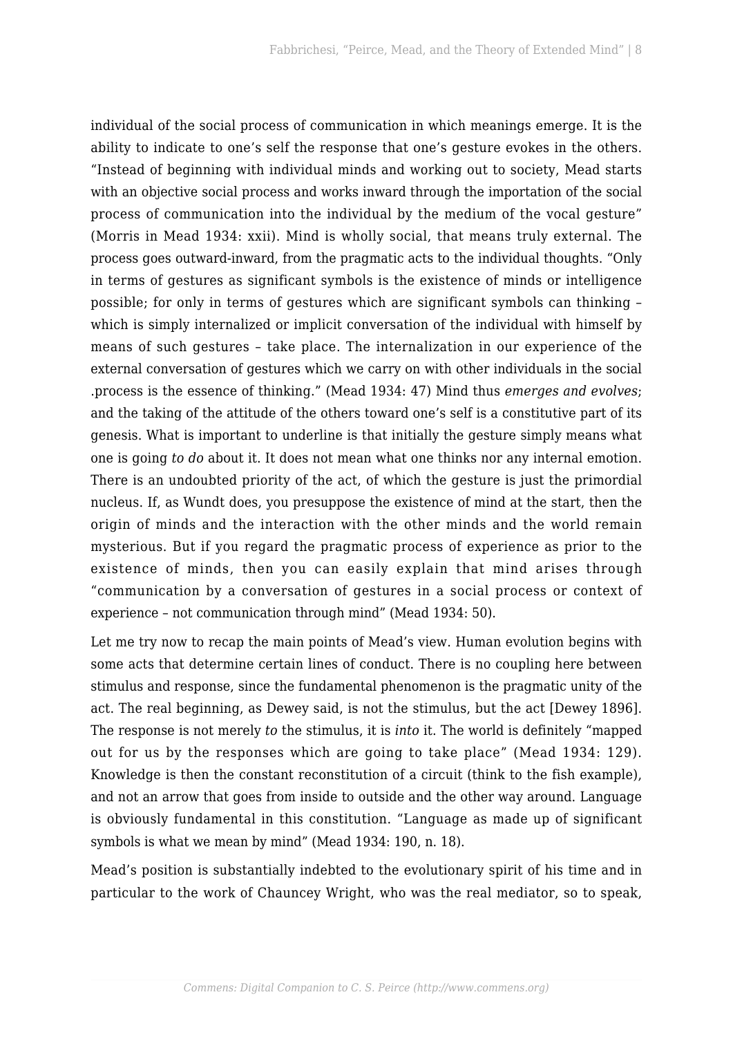individual of the social process of communication in which meanings emerge. It is the ability to indicate to one's self the response that one's gesture evokes in the others. "Instead of beginning with individual minds and working out to society, Mead starts with an objective social process and works inward through the importation of the social process of communication into the individual by the medium of the vocal gesture" (Morris in Mead 1934: xxii). Mind is wholly social, that means truly external. The process goes outward-inward, from the pragmatic acts to the individual thoughts. "Only in terms of gestures as significant symbols is the existence of minds or intelligence possible; for only in terms of gestures which are significant symbols can thinking – which is simply internalized or implicit conversation of the individual with himself by means of such gestures – take place. The internalization in our experience of the external conversation of gestures which we carry on with other individuals in the social .process is the essence of thinking." (Mead 1934: 47) Mind thus *emerges and evolves*; and the taking of the attitude of the others toward one's self is a constitutive part of its genesis. What is important to underline is that initially the gesture simply means what one is going *to do* about it. It does not mean what one thinks nor any internal emotion. There is an undoubted priority of the act, of which the gesture is just the primordial nucleus. If, as Wundt does, you presuppose the existence of mind at the start, then the origin of minds and the interaction with the other minds and the world remain mysterious. But if you regard the pragmatic process of experience as prior to the existence of minds, then you can easily explain that mind arises through "communication by a conversation of gestures in a social process or context of experience – not communication through mind" (Mead 1934: 50).

Let me try now to recap the main points of Mead's view. Human evolution begins with some acts that determine certain lines of conduct. There is no coupling here between stimulus and response, since the fundamental phenomenon is the pragmatic unity of the act. The real beginning, as Dewey said, is not the stimulus, but the act [Dewey 1896]. The response is not merely *to* the stimulus, it is *into* it. The world is definitely "mapped out for us by the responses which are going to take place" (Mead 1934: 129). Knowledge is then the constant reconstitution of a circuit (think to the fish example), and not an arrow that goes from inside to outside and the other way around. Language is obviously fundamental in this constitution. "Language as made up of significant symbols is what we mean by mind" (Mead 1934: 190, n. 18).

Mead's position is substantially indebted to the evolutionary spirit of his time and in particular to the work of Chauncey Wright, who was the real mediator, so to speak,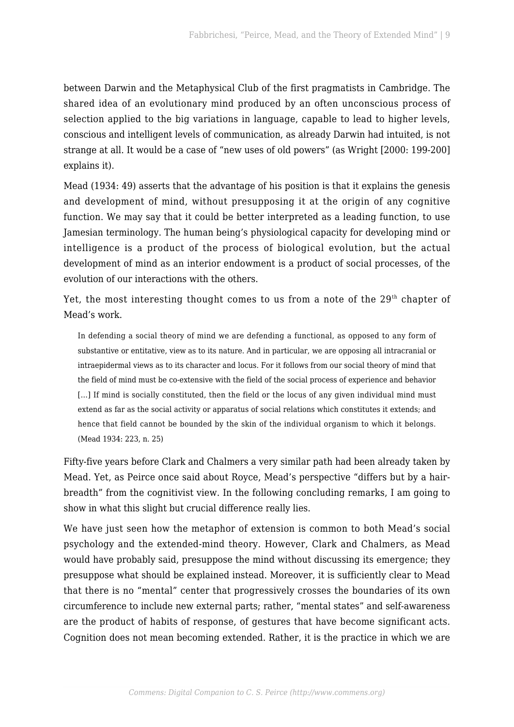between Darwin and the Metaphysical Club of the first pragmatists in Cambridge. The shared idea of an evolutionary mind produced by an often unconscious process of selection applied to the big variations in language, capable to lead to higher levels, conscious and intelligent levels of communication, as already Darwin had intuited, is not strange at all. It would be a case of "new uses of old powers" (as Wright [2000: 199-200] explains it).

Mead (1934: 49) asserts that the advantage of his position is that it explains the genesis and development of mind, without presupposing it at the origin of any cognitive function. We may say that it could be better interpreted as a leading function, to use Jamesian terminology. The human being's physiological capacity for developing mind or intelligence is a product of the process of biological evolution, but the actual development of mind as an interior endowment is a product of social processes, of the evolution of our interactions with the others.

Yet, the most interesting thought comes to us from a note of the 29th chapter of Mead's work.

> In defending a social theory of mind we are defending a functional, as opposed to any form of substantive or entitative, view as to its nature. And in particular, we are opposing all intracranial or intraepidermal views as to its character and locus. For it follows from our social theory of mind that the field of mind must be co-extensive with the field of the social process of experience and behavior [...] If mind is socially constituted, then the field or the locus of any given individual mind must extend as far as the social activity or apparatus of social relations which constitutes it extends; and hence that field cannot be bounded by the skin of the individual organism to which it belongs. (Mead 1934: 223, n. 25)

Fifty-five years before Clark and Chalmers a very similar path had been already taken by Mead. Yet, as Peirce once said about Royce, Mead's perspective "differs but by a hair-breadth" from the cognitivist view. In the following concluding remarks, I am going to show in what this slight but crucial difference really lies.

We have just seen how the metaphor of extension is common to both Mead's social psychology and the extended-mind theory. However, Clark and Chalmers, as Mead would have probably said, presuppose the mind without discussing its emergence; they presuppose what should be explained instead. Moreover, it is sufficiently clear to Mead that there is no "mental" center that progressively crosses the boundaries of its own circumference to include new external parts; rather, "mental states" and self-awareness are the product of habits of response, of gestures that have become significant acts. Cognition does not mean becoming extended. Rather, it is the practice in which we are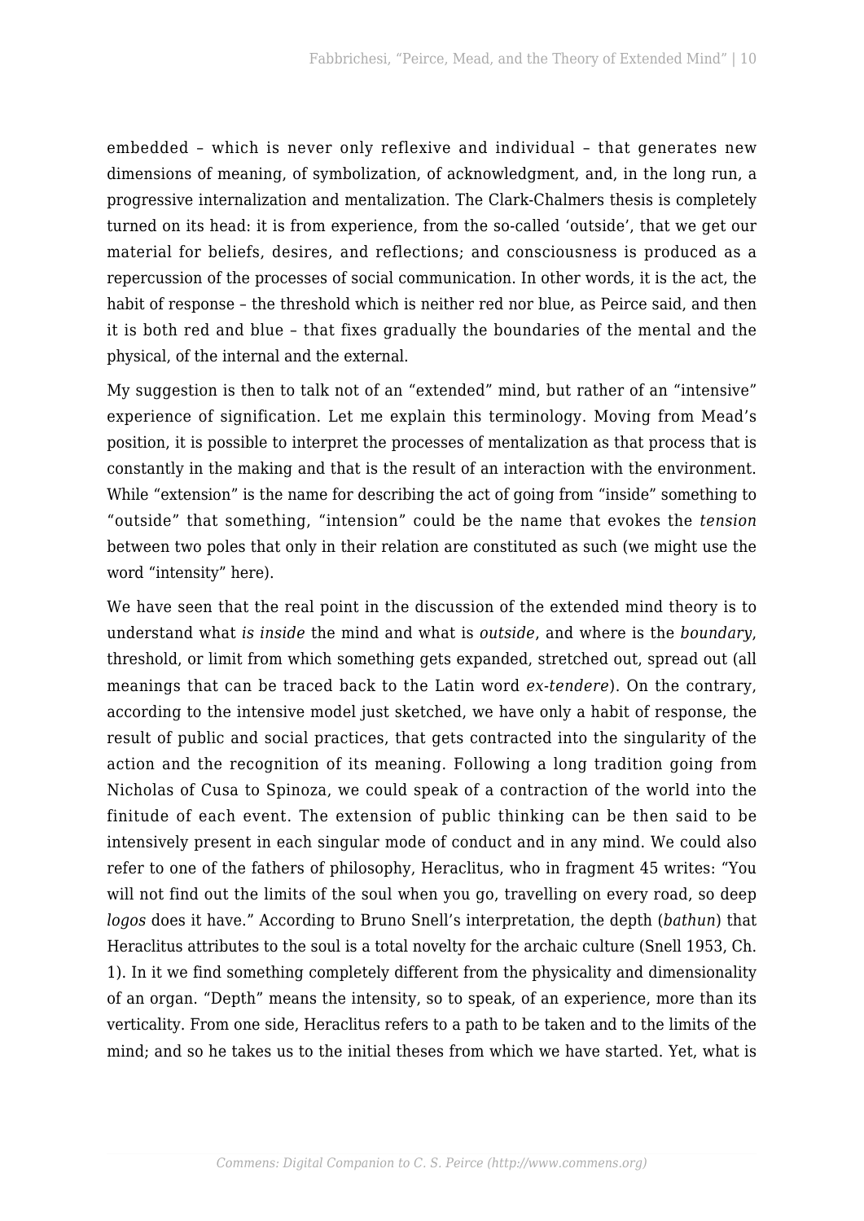embedded – which is never only reflexive and individual – that generates new dimensions of meaning, of symbolization, of acknowledgment, and, in the long run, a progressive internalization and mentalization. The Clark-Chalmers thesis is completely turned on its head: it is from experience, from the so-called 'outside', that we get our material for beliefs, desires, and reflections; and consciousness is produced as a repercussion of the processes of social communication. In other words, it is the act, the habit of response – the threshold which is neither red nor blue, as Peirce said, and then it is both red and blue – that fixes gradually the boundaries of the mental and the physical, of the internal and the external.

My suggestion is then to talk not of an "extended" mind, but rather of an "intensive" experience of signification. Let me explain this terminology. Moving from Mead's position, it is possible to interpret the processes of mentalization as that process that is constantly in the making and that is the result of an interaction with the environment. While "extension" is the name for describing the act of going from "inside" something to "outside" that something, "intension" could be the name that evokes the *tension* between two poles that only in their relation are constituted as such (we might use the word "intensity" here).

We have seen that the real point in the discussion of the extended mind theory is to understand what *is inside* the mind and what is *outside*, and where is the *boundary*, threshold, or limit from which something gets expanded, stretched out, spread out (all meanings that can be traced back to the Latin word *ex-tendere*). On the contrary, according to the intensive model just sketched, we have only a habit of response, the result of public and social practices, that gets contracted into the singularity of the action and the recognition of its meaning. Following a long tradition going from Nicholas of Cusa to Spinoza, we could speak of a contraction of the world into the finitude of each event. The extension of public thinking can be then said to be intensively present in each singular mode of conduct and in any mind. We could also refer to one of the fathers of philosophy, Heraclitus, who in fragment 45 writes: "You will not find out the limits of the soul when you go, travelling on every road, so deep *logos* does it have." According to Bruno Snell's interpretation, the depth (*bathun*) that Heraclitus attributes to the soul is a total novelty for the archaic culture (Snell 1953, Ch. 1). In it we find something completely different from the physicality and dimensionality of an organ. "Depth" means the intensity, so to speak, of an experience, more than its verticality. From one side, Heraclitus refers to a path to be taken and to the limits of the mind; and so he takes us to the initial theses from which we have started. Yet, what is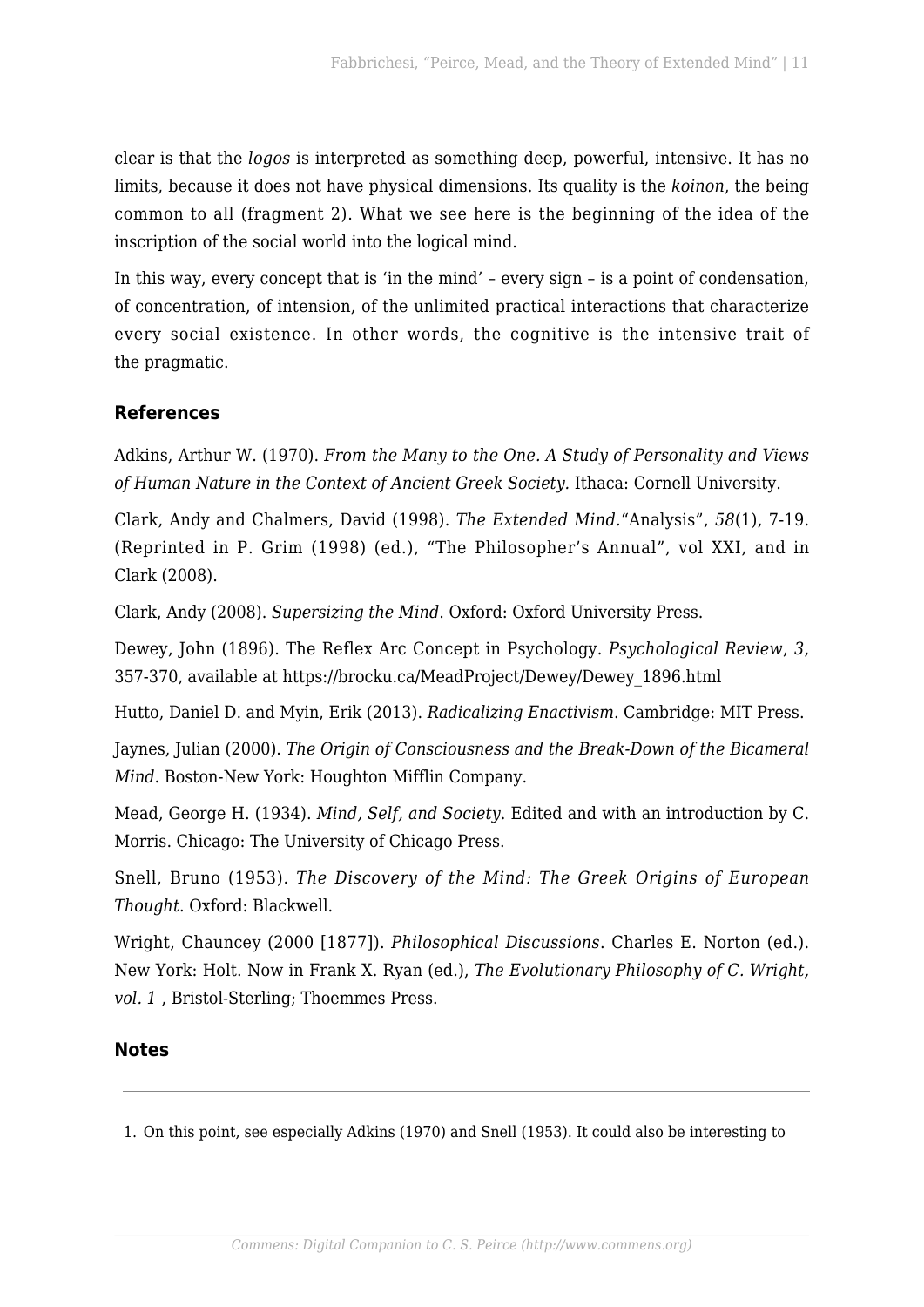clear is that the *logos* is interpreted as something deep, powerful, intensive. It has no limits, because it does not have physical dimensions. Its quality is the *koinon*, the being common to all (fragment 2). What we see here is the beginning of the idea of the inscription of the social world into the logical mind.

In this way, every concept that is 'in the mind' – every sign – is a point of condensation, of concentration, of intension, of the unlimited practical interactions that characterize every social existence. In other words, the cognitive is the intensive trait of the pragmatic.

## References

Adkins, Arthur W. (1970). *From the Many to the One. A Study of Personality and Views of Human Nature in the Context of Ancient Greek Society.* Ithaca: Cornell University.

Clark, Andy and Chalmers, David (1998). *The Extended Mind.*"Analysis", *58*(1), 7-19. (Reprinted in P. Grim (1998) (ed.), "The Philosopher's Annual", vol XXI, and in Clark (2008).

Clark, Andy (2008). *Supersizing the Mind*. Oxford: Oxford University Press.

Dewey, John (1896). The Reflex Arc Concept in Psychology. *Psychological Review*, *3*, 357-370, available at https://brocku.ca/MeadProject/Dewey/Dewey_1896.html

Hutto, Daniel D. and Myin, Erik (2013). *Radicalizing Enactivism*. Cambridge: MIT Press.

Jaynes, Julian (2000). *The Origin of Consciousness and the Break-Down of the Bicameral Mind*. Boston-New York: Houghton Mifflin Company.

Mead, George H. (1934). *Mind, Self, and Society*. Edited and with an introduction by C. Morris. Chicago: The University of Chicago Press.

Snell, Bruno (1953). *The Discovery of the Mind: The Greek Origins of European Thought*. Oxford: Blackwell.

Wright, Chauncey (2000 [1877]). *Philosophical Discussions*. Charles E. Norton (ed.). New York: Holt. Now in Frank X. Ryan (ed.), *The Evolutionary Philosophy of C. Wright, vol. 1* , Bristol-Sterling; Thoemmes Press.

## Notes

1. On this point, see especially Adkins (1970) and Snell (1953). It could also be interesting to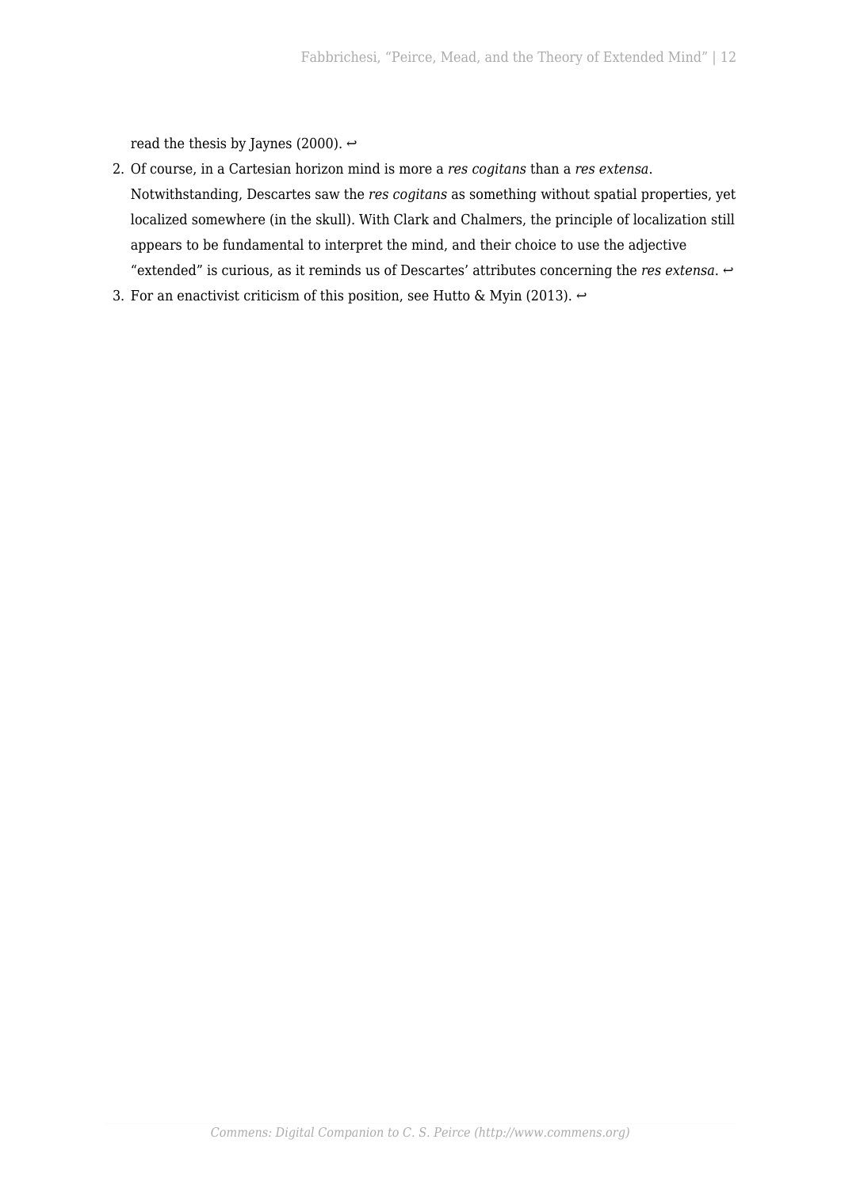read the thesis by Jaynes (2000). ↩

2. Of course, in a Cartesian horizon mind is more a *res cogitans* than a *res extensa*. Notwithstanding, Descartes saw the *res cogitans* as something without spatial properties, yet localized somewhere (in the skull). With Clark and Chalmers, the principle of localization still appears to be fundamental to interpret the mind, and their choice to use the adjective "extended" is curious, as it reminds us of Descartes' attributes concerning the *res extensa*. ↩
3. For an enactivist criticism of this position, see Hutto & Myin (2013). ↩